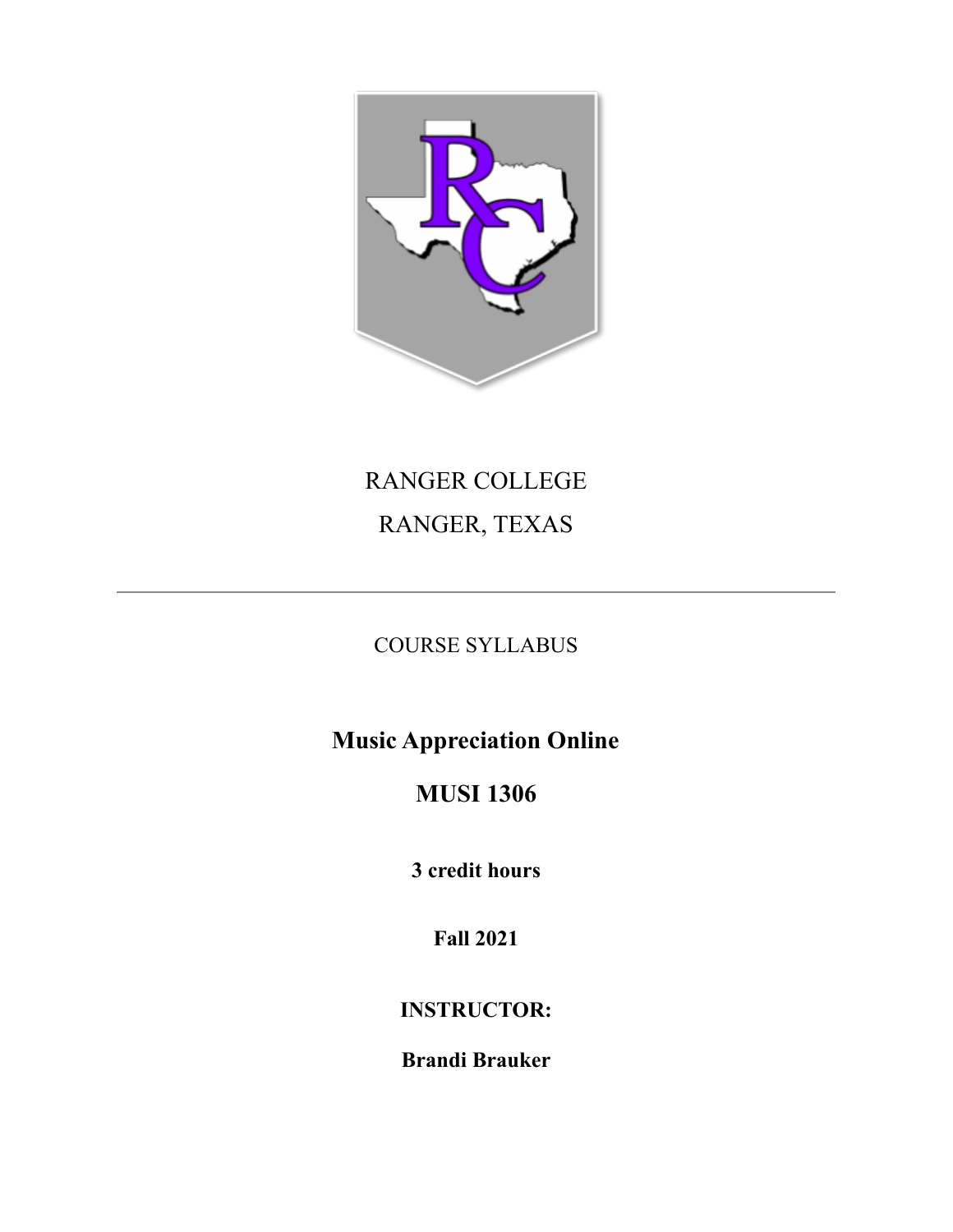RANGER COLLEGE

RANGER, TEXAS

---

COURSE SYLLABUS

# Music Appreciation Online

# MUSI 1306

**3 credit hours**

**Fall 2021**

**INSTRUCTOR:**

**Brandi Brauker**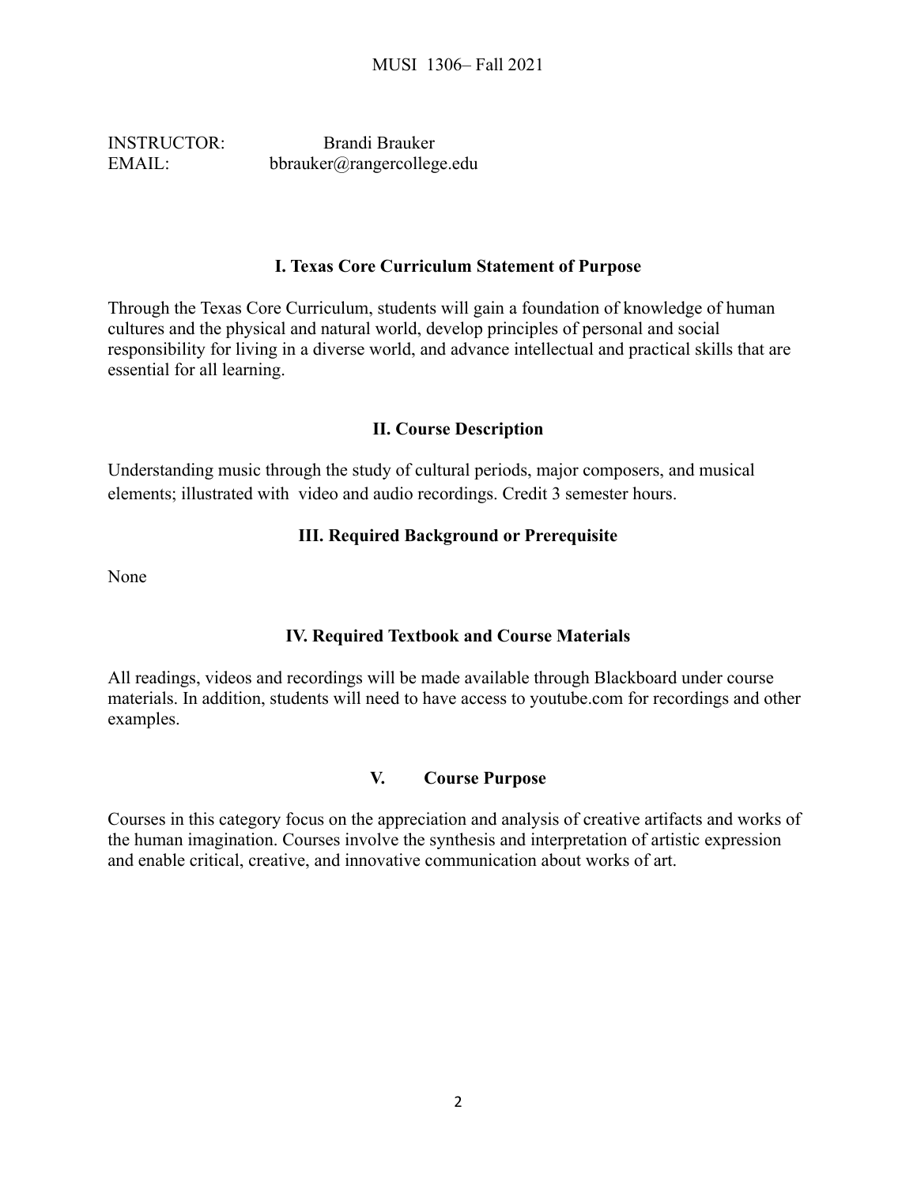MUSI 1306– Fall 2021

INSTRUCTOR: Brandi Brauker
EMAIL: bbrauker@rangercollege.edu

## I. Texas Core Curriculum Statement of Purpose

Through the Texas Core Curriculum, students will gain a foundation of knowledge of human cultures and the physical and natural world, develop principles of personal and social responsibility for living in a diverse world, and advance intellectual and practical skills that are essential for all learning.

## II. Course Description

Understanding music through the study of cultural periods, major composers, and musical elements; illustrated with video and audio recordings. Credit 3 semester hours.

## III. Required Background or Prerequisite

None

## IV. Required Textbook and Course Materials

All readings, videos and recordings will be made available through Blackboard under course materials. In addition, students will need to have access to youtube.com for recordings and other examples.

## V. Course Purpose

Courses in this category focus on the appreciation and analysis of creative artifacts and works of the human imagination. Courses involve the synthesis and interpretation of artistic expression and enable critical, creative, and innovative communication about works of art.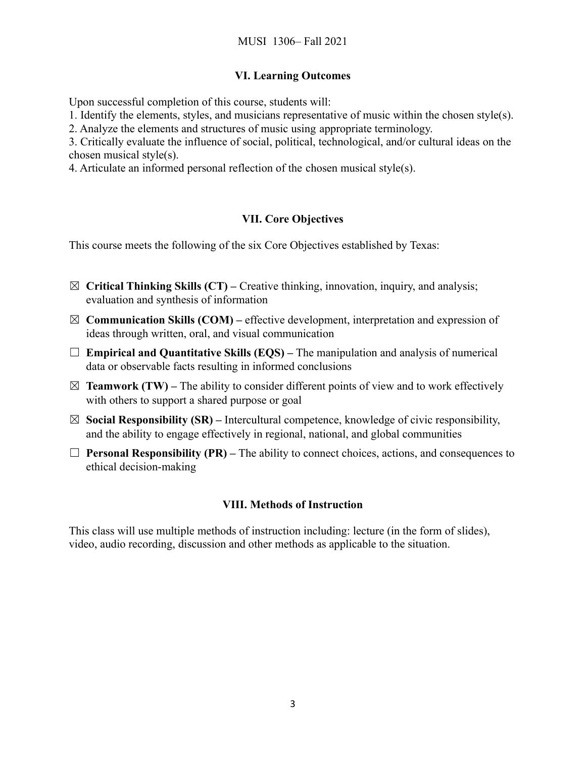## VI. Learning Outcomes

Upon successful completion of this course, students will:

1. Identify the elements, styles, and musicians representative of music within the chosen style(s).
2. Analyze the elements and structures of music using appropriate terminology.
3. Critically evaluate the influence of social, political, technological, and/or cultural ideas on the chosen musical style(s).
4. Articulate an informed personal reflection of the chosen musical style(s).

## VII. Core Objectives

This course meets the following of the six Core Objectives established by Texas:

- ☒ **Critical Thinking Skills (CT) –** Creative thinking, innovation, inquiry, and analysis; evaluation and synthesis of information
- ☒ **Communication Skills (COM) –** effective development, interpretation and expression of ideas through written, oral, and visual communication
- ☐ **Empirical and Quantitative Skills (EQS) –** The manipulation and analysis of numerical data or observable facts resulting in informed conclusions
- ☒ **Teamwork (TW) –** The ability to consider different points of view and to work effectively with others to support a shared purpose or goal
- ☒ **Social Responsibility (SR) –** Intercultural competence, knowledge of civic responsibility, and the ability to engage effectively in regional, national, and global communities
- ☐ **Personal Responsibility (PR) –** The ability to connect choices, actions, and consequences to ethical decision-making

## VIII. Methods of Instruction

This class will use multiple methods of instruction including: lecture (in the form of slides), video, audio recording, discussion and other methods as applicable to the situation.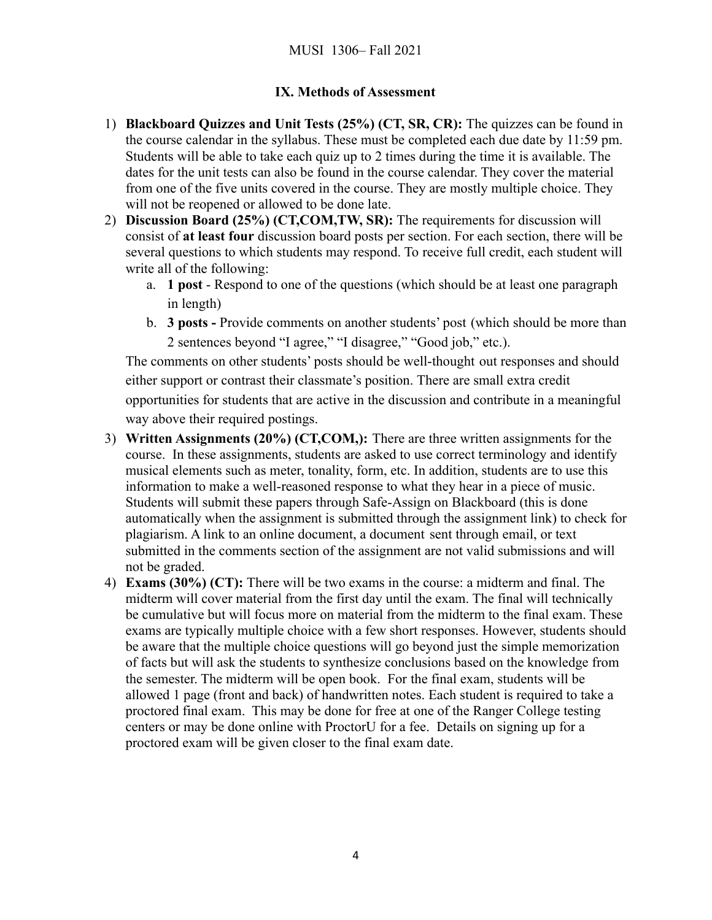## IX. Methods of Assessment

1) **Blackboard Quizzes and Unit Tests (25%) (CT, SR, CR):** The quizzes can be found in the course calendar in the syllabus. These must be completed each due date by 11:59 pm. Students will be able to take each quiz up to 2 times during the time it is available. The dates for the unit tests can also be found in the course calendar. They cover the material from one of the five units covered in the course. They are mostly multiple choice. They will not be reopened or allowed to be done late.
2) **Discussion Board (25%) (CT,COM,TW, SR):** The requirements for discussion will consist of **at least four** discussion board posts per section. For each section, there will be several questions to which students may respond. To receive full credit, each student will write all of the following:
    a. **1 post** - Respond to one of the questions (which should be at least one paragraph in length)
    b. **3 posts -** Provide comments on another students' post (which should be more than 2 sentences beyond "I agree," "I disagree," "Good job," etc.).

    The comments on other students' posts should be well-thought out responses and should either support or contrast their classmate's position. There are small extra credit opportunities for students that are active in the discussion and contribute in a meaningful way above their required postings.
3) **Written Assignments (20%) (CT,COM,):** There are three written assignments for the course. In these assignments, students are asked to use correct terminology and identify musical elements such as meter, tonality, form, etc. In addition, students are to use this information to make a well-reasoned response to what they hear in a piece of music. Students will submit these papers through Safe-Assign on Blackboard (this is done automatically when the assignment is submitted through the assignment link) to check for plagiarism. A link to an online document, a document sent through email, or text submitted in the comments section of the assignment are not valid submissions and will not be graded.
4) **Exams (30%) (CT):** There will be two exams in the course: a midterm and final. The midterm will cover material from the first day until the exam. The final will technically be cumulative but will focus more on material from the midterm to the final exam. These exams are typically multiple choice with a few short responses. However, students should be aware that the multiple choice questions will go beyond just the simple memorization of facts but will ask the students to synthesize conclusions based on the knowledge from the semester. The midterm will be open book. For the final exam, students will be allowed 1 page (front and back) of handwritten notes. Each student is required to take a proctored final exam. This may be done for free at one of the Ranger College testing centers or may be done online with ProctorU for a fee. Details on signing up for a proctored exam will be given closer to the final exam date.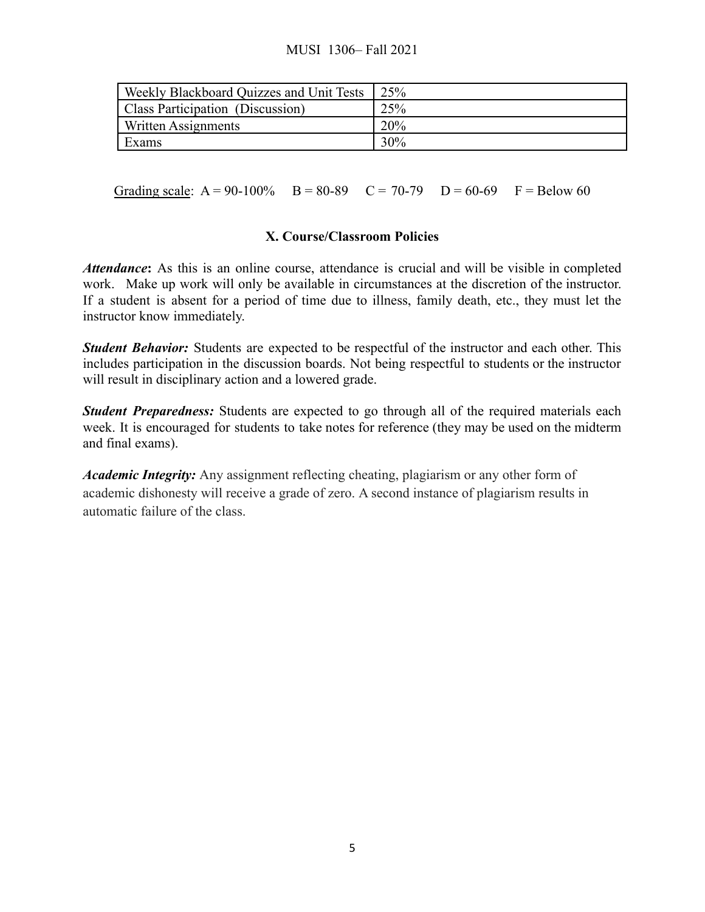| Weekly Blackboard Quizzes and Unit Tests | 25% |
| --- | --- |
| Class Participation (Discussion) | 25% |
| Written Assignments | 20% |
| Exams | 30% |

Grading scale: A = 90-100% B = 80-89 C = 70-79 D = 60-69 F = Below 60

## X. Course/Classroom Policies

***Attendance*:** As this is an online course, attendance is crucial and will be visible in completed work. Make up work will only be available in circumstances at the discretion of the instructor. If a student is absent for a period of time due to illness, family death, etc., they must let the instructor know immediately.

***Student Behavior:*** Students are expected to be respectful of the instructor and each other. This includes participation in the discussion boards. Not being respectful to students or the instructor will result in disciplinary action and a lowered grade.

***Student Preparedness:*** Students are expected to go through all of the required materials each week. It is encouraged for students to take notes for reference (they may be used on the midterm and final exams).

***Academic Integrity:*** Any assignment reflecting cheating, plagiarism or any other form of academic dishonesty will receive a grade of zero. A second instance of plagiarism results in automatic failure of the class.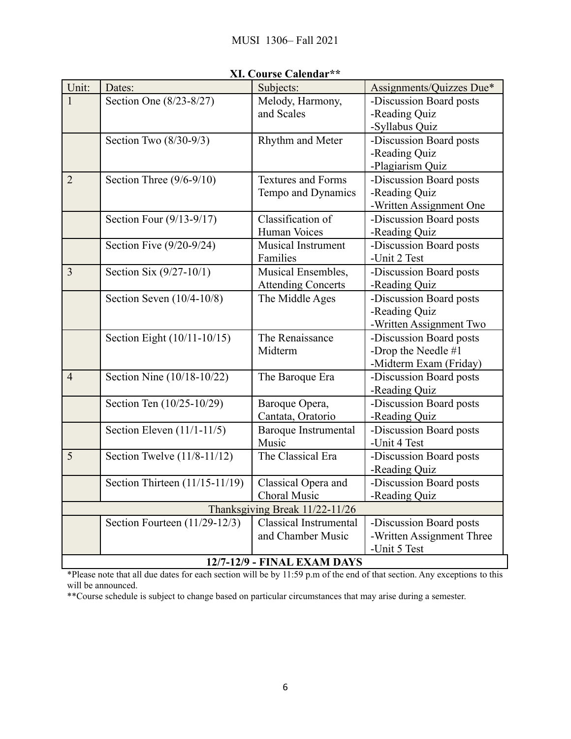## XI. Course Calendar**

| Unit: | Dates: | Subjects: | Assignments/Quizzes Due* |
|---|---|---|---|
| 1 | Section One (8/23-8/27) | Melody, Harmony, and Scales | -Discussion Board posts<br>-Reading Quiz<br>-Syllabus Quiz |
| | Section Two (8/30-9/3) | Rhythm and Meter | -Discussion Board posts<br>-Reading Quiz<br>-Plagiarism Quiz |
| 2 | Section Three (9/6-9/10) | Textures and Forms<br>Tempo and Dynamics | -Discussion Board posts<br>-Reading Quiz<br>-Written Assignment One |
| | Section Four (9/13-9/17) | Classification of Human Voices | -Discussion Board posts<br>-Reading Quiz |
| | Section Five (9/20-9/24) | Musical Instrument Families | -Discussion Board posts<br>-Unit 2 Test |
| 3 | Section Six (9/27-10/1) | Musical Ensembles, Attending Concerts | -Discussion Board posts<br>-Reading Quiz |
| | Section Seven (10/4-10/8) | The Middle Ages | -Discussion Board posts<br>-Reading Quiz<br>-Written Assignment Two |
| | Section Eight (10/11-10/15) | The Renaissance<br>Midterm | -Discussion Board posts<br>-Drop the Needle #1<br>-Midterm Exam (Friday) |
| 4 | Section Nine (10/18-10/22) | The Baroque Era | -Discussion Board posts<br>-Reading Quiz |
| | Section Ten (10/25-10/29) | Baroque Opera, Cantata, Oratorio | -Discussion Board posts<br>-Reading Quiz |
| | Section Eleven (11/1-11/5) | Baroque Instrumental Music | -Discussion Board posts<br>-Unit 4 Test |
| 5 | Section Twelve (11/8-11/12) | The Classical Era | -Discussion Board posts<br>-Reading Quiz |
| | Section Thirteen (11/15-11/19) | Classical Opera and Choral Music | -Discussion Board posts<br>-Reading Quiz |
| | | Thanksgiving Break 11/22-11/26 | |
| | Section Fourteen (11/29-12/3) | Classical Instrumental and Chamber Music | -Discussion Board posts<br>-Written Assignment Three<br>-Unit 5 Test |
| | | **12/7-12/9 - FINAL EXAM DAYS** | |

*Please note that all due dates for each section will be by 11:59 p.m of the end of that section. Any exceptions to this will be announced.

**Course schedule is subject to change based on particular circumstances that may arise during a semester.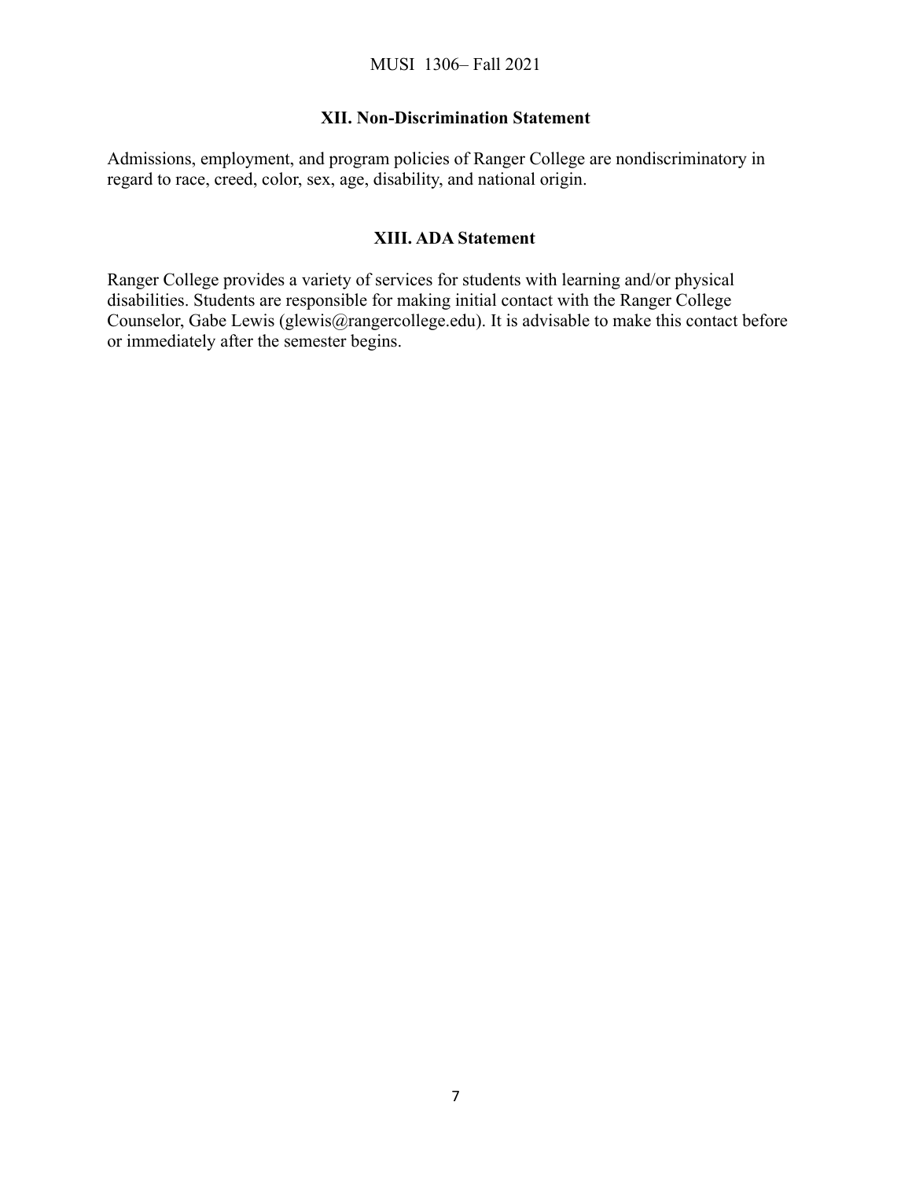## XII. Non-Discrimination Statement

Admissions, employment, and program policies of Ranger College are nondiscriminatory in regard to race, creed, color, sex, age, disability, and national origin.

## XIII. ADA Statement

Ranger College provides a variety of services for students with learning and/or physical disabilities. Students are responsible for making initial contact with the Ranger College Counselor, Gabe Lewis (glewis@rangercollege.edu). It is advisable to make this contact before or immediately after the semester begins.